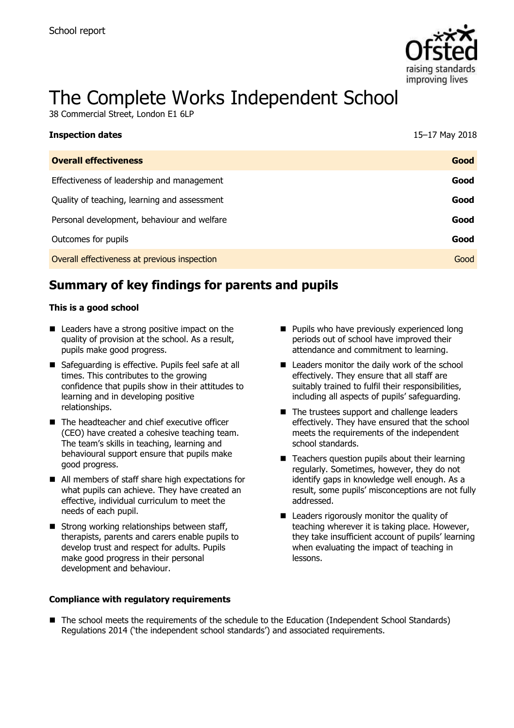School report

# The Complete Works Independent School

38 Commercial Street, London E1 6LP

| **Inspection dates** | 15–17 May 2018 |
| --- | --- |
| **Overall effectiveness** | **Good** |
| Effectiveness of leadership and management | **Good** |
| Quality of teaching, learning and assessment | **Good** |
| Personal development, behaviour and welfare | **Good** |
| Outcomes for pupils | **Good** |
| Overall effectiveness at previous inspection | Good |

## Summary of key findings for parents and pupils

**This is a good school**

- Leaders have a strong positive impact on the quality of provision at the school. As a result, pupils make good progress.
- Safeguarding is effective. Pupils feel safe at all times. This contributes to the growing confidence that pupils show in their attitudes to learning and in developing positive relationships.
- The headteacher and chief executive officer (CEO) have created a cohesive teaching team. The team's skills in teaching, learning and behavioural support ensure that pupils make good progress.
- All members of staff share high expectations for what pupils can achieve. They have created an effective, individual curriculum to meet the needs of each pupil.
- Strong working relationships between staff, therapists, parents and carers enable pupils to develop trust and respect for adults. Pupils make good progress in their personal development and behaviour.
- Pupils who have previously experienced long periods out of school have improved their attendance and commitment to learning.
- Leaders monitor the daily work of the school effectively. They ensure that all staff are suitably trained to fulfil their responsibilities, including all aspects of pupils' safeguarding.
- The trustees support and challenge leaders effectively. They have ensured that the school meets the requirements of the independent school standards.
- Teachers question pupils about their learning regularly. Sometimes, however, they do not identify gaps in knowledge well enough. As a result, some pupils' misconceptions are not fully addressed.
- Leaders rigorously monitor the quality of teaching wherever it is taking place. However, they take insufficient account of pupils' learning when evaluating the impact of teaching in lessons.

**Compliance with regulatory requirements**

- The school meets the requirements of the schedule to the Education (Independent School Standards) Regulations 2014 ('the independent school standards') and associated requirements.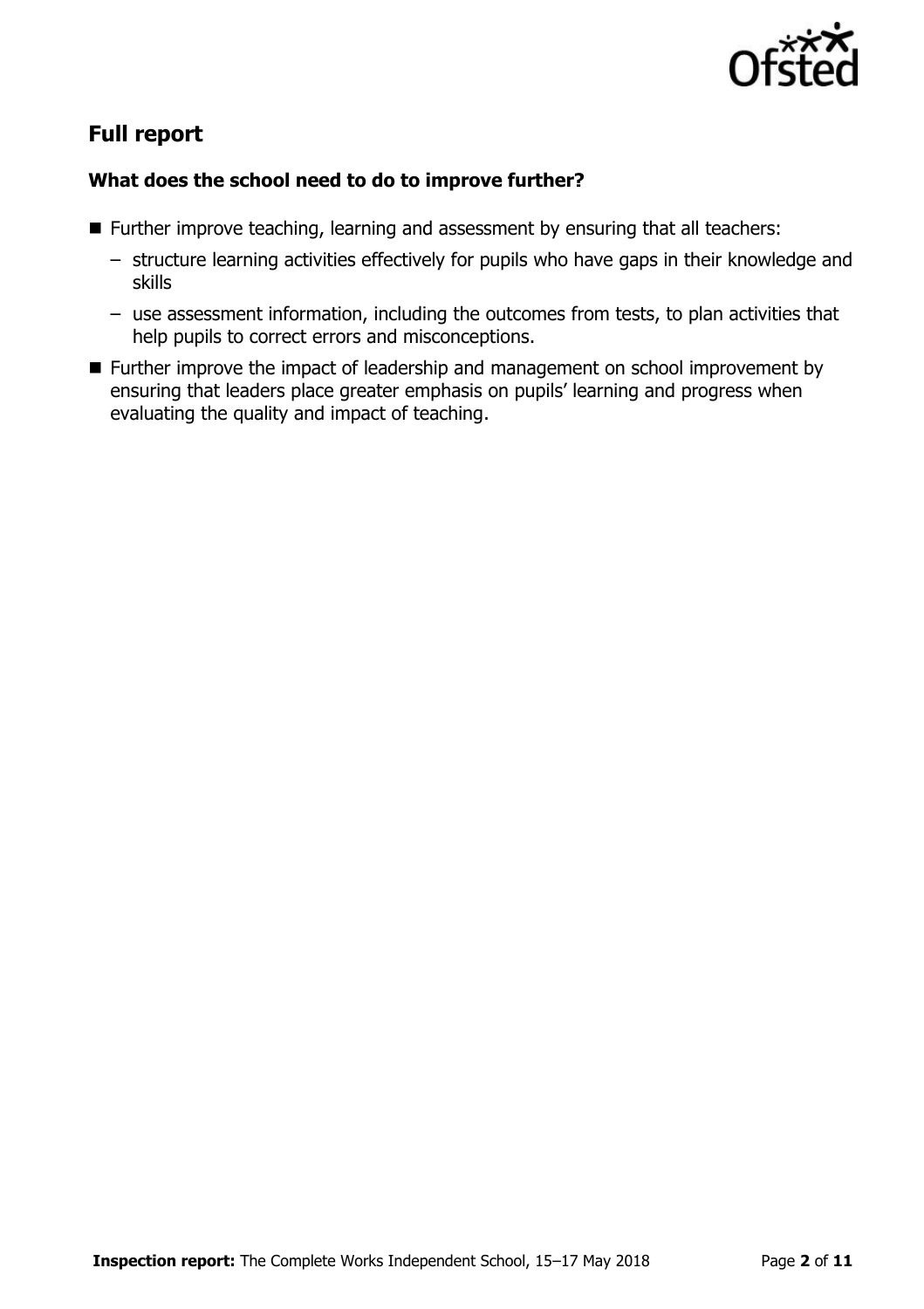## Full report

### What does the school need to do to improve further?

- Further improve teaching, learning and assessment by ensuring that all teachers:
  - structure learning activities effectively for pupils who have gaps in their knowledge and skills
  - use assessment information, including the outcomes from tests, to plan activities that help pupils to correct errors and misconceptions.
- Further improve the impact of leadership and management on school improvement by ensuring that leaders place greater emphasis on pupils' learning and progress when evaluating the quality and impact of teaching.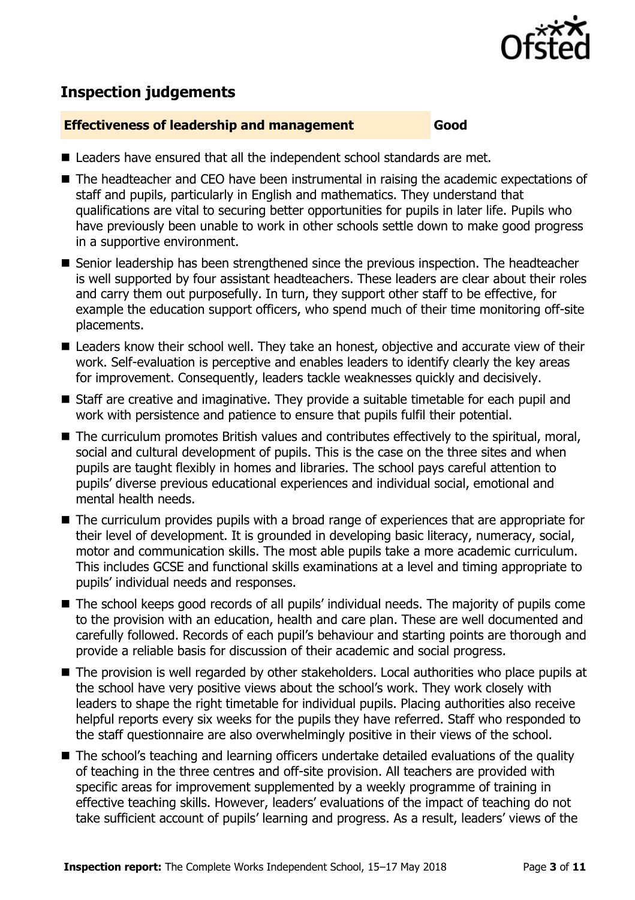## Inspection judgements

| **Effectiveness of leadership and management** | **Good** |
| --- | --- |

- Leaders have ensured that all the independent school standards are met.
- The headteacher and CEO have been instrumental in raising the academic expectations of staff and pupils, particularly in English and mathematics. They understand that qualifications are vital to securing better opportunities for pupils in later life. Pupils who have previously been unable to work in other schools settle down to make good progress in a supportive environment.
- Senior leadership has been strengthened since the previous inspection. The headteacher is well supported by four assistant headteachers. These leaders are clear about their roles and carry them out purposefully. In turn, they support other staff to be effective, for example the education support officers, who spend much of their time monitoring off-site placements.
- Leaders know their school well. They take an honest, objective and accurate view of their work. Self-evaluation is perceptive and enables leaders to identify clearly the key areas for improvement. Consequently, leaders tackle weaknesses quickly and decisively.
- Staff are creative and imaginative. They provide a suitable timetable for each pupil and work with persistence and patience to ensure that pupils fulfil their potential.
- The curriculum promotes British values and contributes effectively to the spiritual, moral, social and cultural development of pupils. This is the case on the three sites and when pupils are taught flexibly in homes and libraries. The school pays careful attention to pupils' diverse previous educational experiences and individual social, emotional and mental health needs.
- The curriculum provides pupils with a broad range of experiences that are appropriate for their level of development. It is grounded in developing basic literacy, numeracy, social, motor and communication skills. The most able pupils take a more academic curriculum. This includes GCSE and functional skills examinations at a level and timing appropriate to pupils' individual needs and responses.
- The school keeps good records of all pupils' individual needs. The majority of pupils come to the provision with an education, health and care plan. These are well documented and carefully followed. Records of each pupil's behaviour and starting points are thorough and provide a reliable basis for discussion of their academic and social progress.
- The provision is well regarded by other stakeholders. Local authorities who place pupils at the school have very positive views about the school's work. They work closely with leaders to shape the right timetable for individual pupils. Placing authorities also receive helpful reports every six weeks for the pupils they have referred. Staff who responded to the staff questionnaire are also overwhelmingly positive in their views of the school.
- The school's teaching and learning officers undertake detailed evaluations of the quality of teaching in the three centres and off-site provision. All teachers are provided with specific areas for improvement supplemented by a weekly programme of training in effective teaching skills. However, leaders' evaluations of the impact of teaching do not take sufficient account of pupils' learning and progress. As a result, leaders' views of the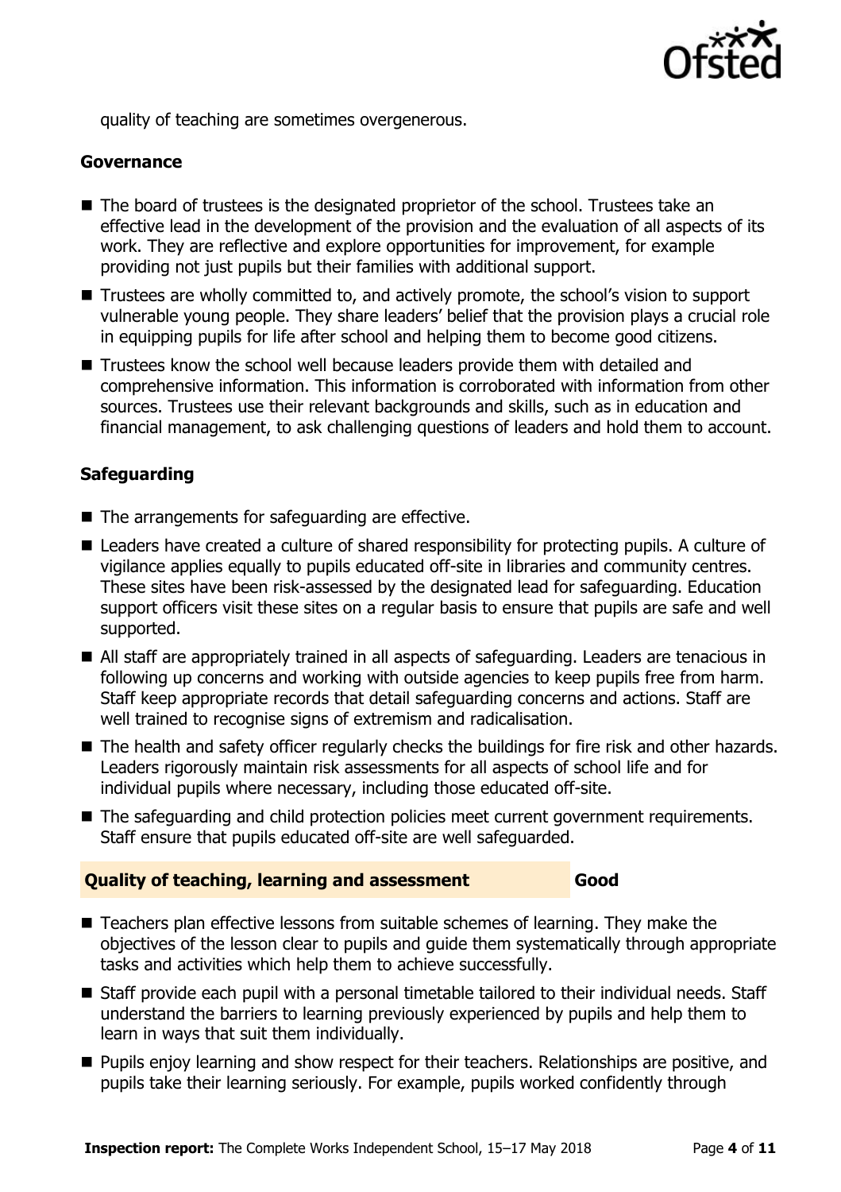quality of teaching are sometimes overgenerous.

### Governance

- The board of trustees is the designated proprietor of the school. Trustees take an effective lead in the development of the provision and the evaluation of all aspects of its work. They are reflective and explore opportunities for improvement, for example providing not just pupils but their families with additional support.
- Trustees are wholly committed to, and actively promote, the school's vision to support vulnerable young people. They share leaders' belief that the provision plays a crucial role in equipping pupils for life after school and helping them to become good citizens.
- Trustees know the school well because leaders provide them with detailed and comprehensive information. This information is corroborated with information from other sources. Trustees use their relevant backgrounds and skills, such as in education and financial management, to ask challenging questions of leaders and hold them to account.

### Safeguarding

- The arrangements for safeguarding are effective.
- Leaders have created a culture of shared responsibility for protecting pupils. A culture of vigilance applies equally to pupils educated off-site in libraries and community centres. These sites have been risk-assessed by the designated lead for safeguarding. Education support officers visit these sites on a regular basis to ensure that pupils are safe and well supported.
- All staff are appropriately trained in all aspects of safeguarding. Leaders are tenacious in following up concerns and working with outside agencies to keep pupils free from harm. Staff keep appropriate records that detail safeguarding concerns and actions. Staff are well trained to recognise signs of extremism and radicalisation.
- The health and safety officer regularly checks the buildings for fire risk and other hazards. Leaders rigorously maintain risk assessments for all aspects of school life and for individual pupils where necessary, including those educated off-site.
- The safeguarding and child protection policies meet current government requirements. Staff ensure that pupils educated off-site are well safeguarded.

## Quality of teaching, learning and assessment — Good

- Teachers plan effective lessons from suitable schemes of learning. They make the objectives of the lesson clear to pupils and guide them systematically through appropriate tasks and activities which help them to achieve successfully.
- Staff provide each pupil with a personal timetable tailored to their individual needs. Staff understand the barriers to learning previously experienced by pupils and help them to learn in ways that suit them individually.
- Pupils enjoy learning and show respect for their teachers. Relationships are positive, and pupils take their learning seriously. For example, pupils worked confidently through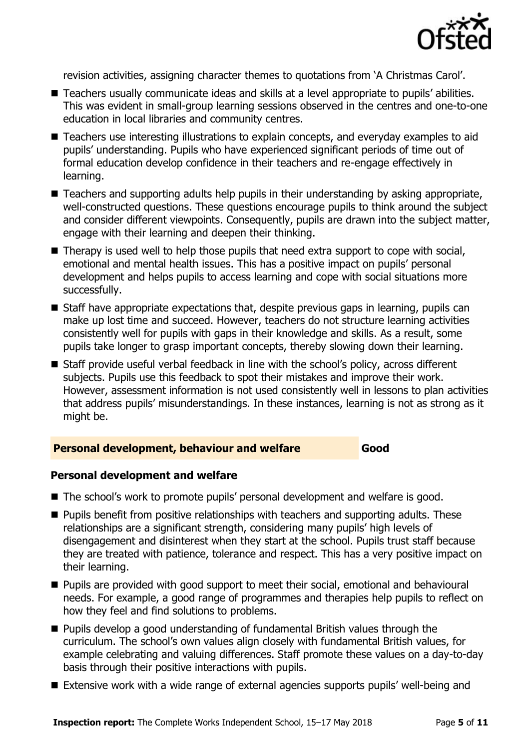revision activities, assigning character themes to quotations from 'A Christmas Carol'.

- Teachers usually communicate ideas and skills at a level appropriate to pupils' abilities. This was evident in small-group learning sessions observed in the centres and one-to-one education in local libraries and community centres.
- Teachers use interesting illustrations to explain concepts, and everyday examples to aid pupils' understanding. Pupils who have experienced significant periods of time out of formal education develop confidence in their teachers and re-engage effectively in learning.
- Teachers and supporting adults help pupils in their understanding by asking appropriate, well-constructed questions. These questions encourage pupils to think around the subject and consider different viewpoints. Consequently, pupils are drawn into the subject matter, engage with their learning and deepen their thinking.
- Therapy is used well to help those pupils that need extra support to cope with social, emotional and mental health issues. This has a positive impact on pupils' personal development and helps pupils to access learning and cope with social situations more successfully.
- Staff have appropriate expectations that, despite previous gaps in learning, pupils can make up lost time and succeed. However, teachers do not structure learning activities consistently well for pupils with gaps in their knowledge and skills. As a result, some pupils take longer to grasp important concepts, thereby slowing down their learning.
- Staff provide useful verbal feedback in line with the school's policy, across different subjects. Pupils use this feedback to spot their mistakes and improve their work. However, assessment information is not used consistently well in lessons to plan activities that address pupils' misunderstandings. In these instances, learning is not as strong as it might be.

## Personal development, behaviour and welfare — Good

### Personal development and welfare

- The school's work to promote pupils' personal development and welfare is good.
- Pupils benefit from positive relationships with teachers and supporting adults. These relationships are a significant strength, considering many pupils' high levels of disengagement and disinterest when they start at the school. Pupils trust staff because they are treated with patience, tolerance and respect. This has a very positive impact on their learning.
- Pupils are provided with good support to meet their social, emotional and behavioural needs. For example, a good range of programmes and therapies help pupils to reflect on how they feel and find solutions to problems.
- Pupils develop a good understanding of fundamental British values through the curriculum. The school's own values align closely with fundamental British values, for example celebrating and valuing differences. Staff promote these values on a day-to-day basis through their positive interactions with pupils.
- Extensive work with a wide range of external agencies supports pupils' well-being and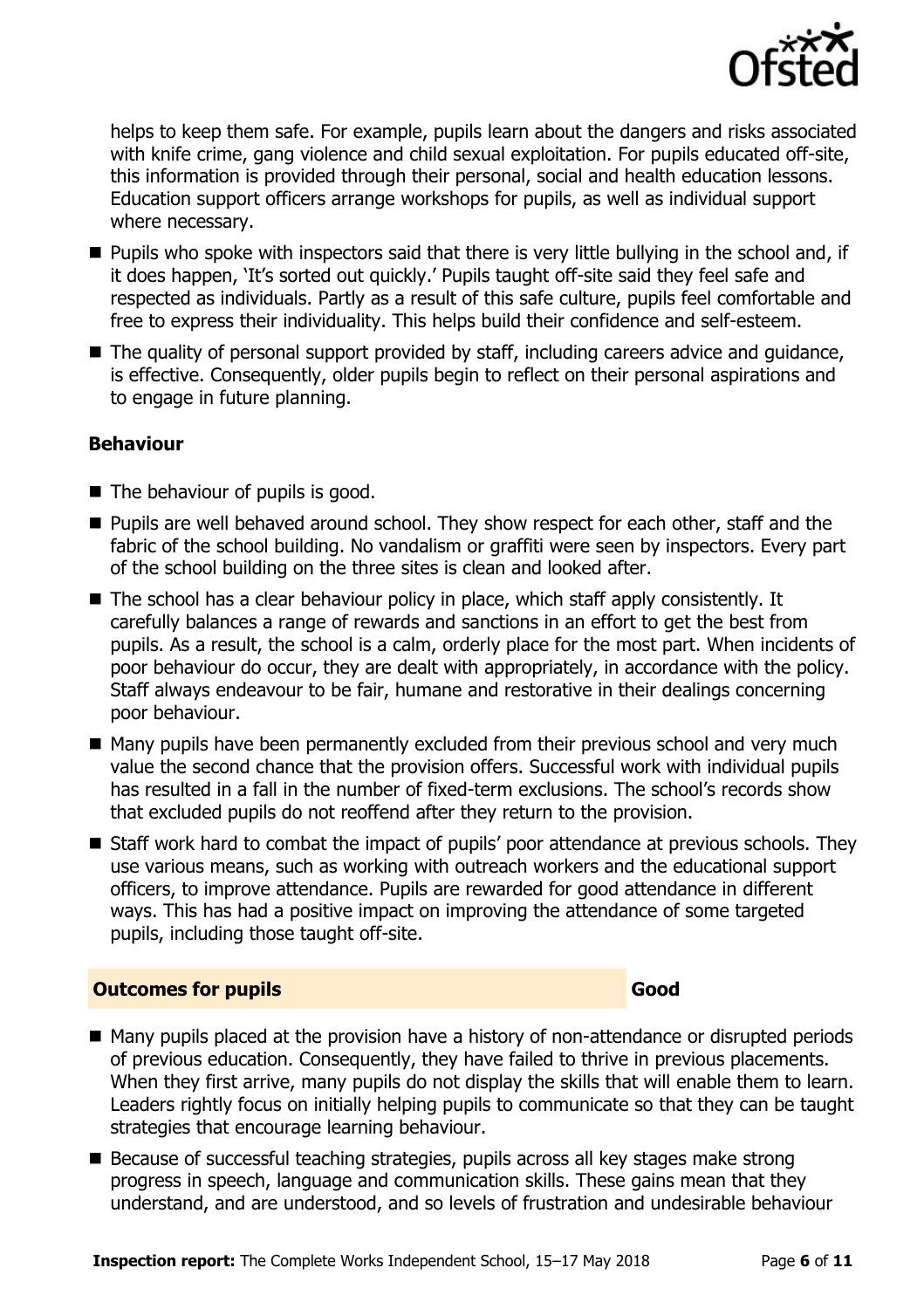helps to keep them safe. For example, pupils learn about the dangers and risks associated with knife crime, gang violence and child sexual exploitation. For pupils educated off-site, this information is provided through their personal, social and health education lessons. Education support officers arrange workshops for pupils, as well as individual support where necessary.

- Pupils who spoke with inspectors said that there is very little bullying in the school and, if it does happen, 'It's sorted out quickly.' Pupils taught off-site said they feel safe and respected as individuals. Partly as a result of this safe culture, pupils feel comfortable and free to express their individuality. This helps build their confidence and self-esteem.
- The quality of personal support provided by staff, including careers advice and guidance, is effective. Consequently, older pupils begin to reflect on their personal aspirations and to engage in future planning.

### Behaviour

- The behaviour of pupils is good.
- Pupils are well behaved around school. They show respect for each other, staff and the fabric of the school building. No vandalism or graffiti were seen by inspectors. Every part of the school building on the three sites is clean and looked after.
- The school has a clear behaviour policy in place, which staff apply consistently. It carefully balances a range of rewards and sanctions in an effort to get the best from pupils. As a result, the school is a calm, orderly place for the most part. When incidents of poor behaviour do occur, they are dealt with appropriately, in accordance with the policy. Staff always endeavour to be fair, humane and restorative in their dealings concerning poor behaviour.
- Many pupils have been permanently excluded from their previous school and very much value the second chance that the provision offers. Successful work with individual pupils has resulted in a fall in the number of fixed-term exclusions. The school's records show that excluded pupils do not reoffend after they return to the provision.
- Staff work hard to combat the impact of pupils' poor attendance at previous schools. They use various means, such as working with outreach workers and the educational support officers, to improve attendance. Pupils are rewarded for good attendance in different ways. This has had a positive impact on improving the attendance of some targeted pupils, including those taught off-site.

## Outcomes for pupils — Good

- Many pupils placed at the provision have a history of non-attendance or disrupted periods of previous education. Consequently, they have failed to thrive in previous placements. When they first arrive, many pupils do not display the skills that will enable them to learn. Leaders rightly focus on initially helping pupils to communicate so that they can be taught strategies that encourage learning behaviour.
- Because of successful teaching strategies, pupils across all key stages make strong progress in speech, language and communication skills. These gains mean that they understand, and are understood, and so levels of frustration and undesirable behaviour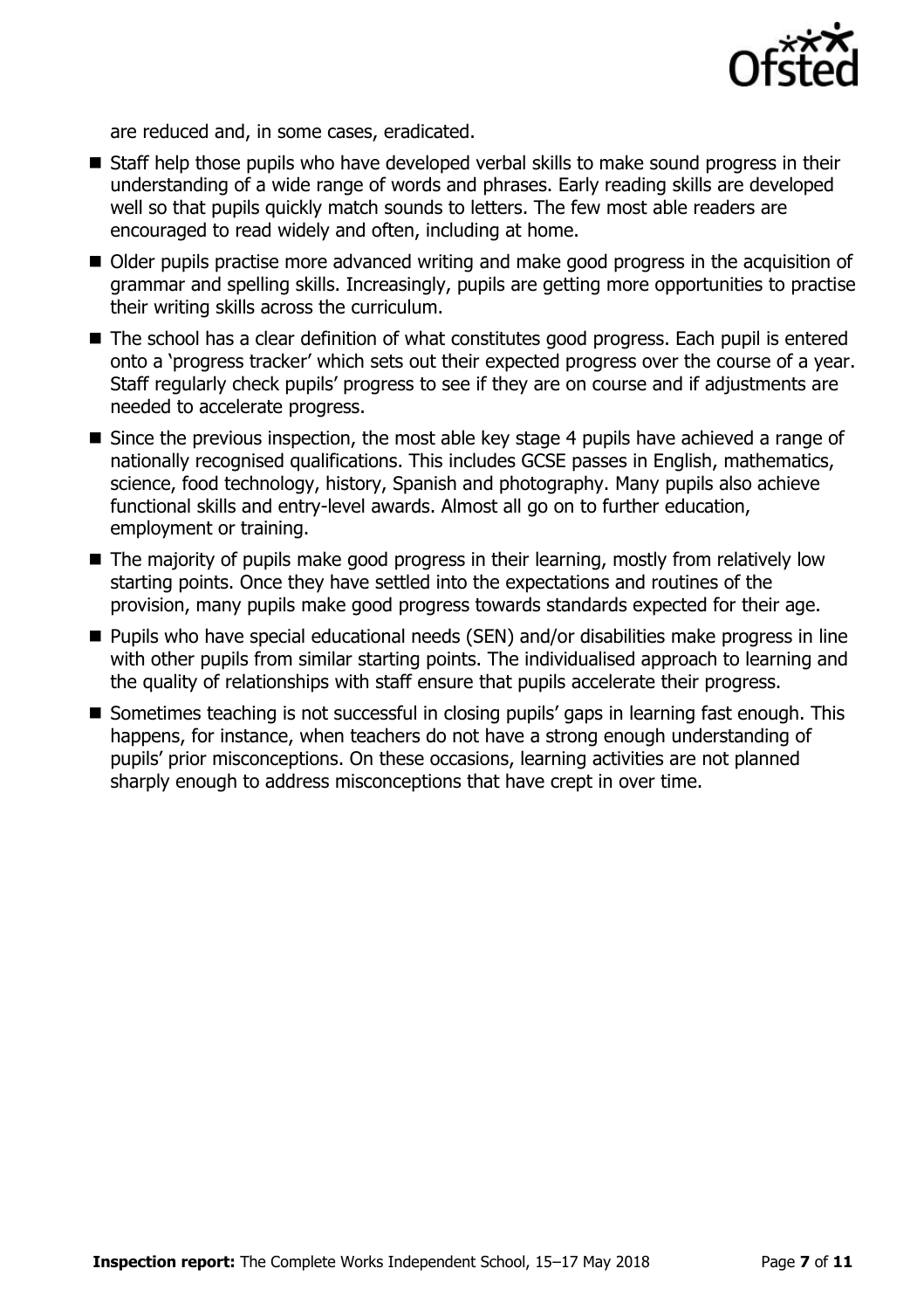are reduced and, in some cases, eradicated.

- Staff help those pupils who have developed verbal skills to make sound progress in their understanding of a wide range of words and phrases. Early reading skills are developed well so that pupils quickly match sounds to letters. The few most able readers are encouraged to read widely and often, including at home.
- Older pupils practise more advanced writing and make good progress in the acquisition of grammar and spelling skills. Increasingly, pupils are getting more opportunities to practise their writing skills across the curriculum.
- The school has a clear definition of what constitutes good progress. Each pupil is entered onto a 'progress tracker' which sets out their expected progress over the course of a year. Staff regularly check pupils' progress to see if they are on course and if adjustments are needed to accelerate progress.
- Since the previous inspection, the most able key stage 4 pupils have achieved a range of nationally recognised qualifications. This includes GCSE passes in English, mathematics, science, food technology, history, Spanish and photography. Many pupils also achieve functional skills and entry-level awards. Almost all go on to further education, employment or training.
- The majority of pupils make good progress in their learning, mostly from relatively low starting points. Once they have settled into the expectations and routines of the provision, many pupils make good progress towards standards expected for their age.
- Pupils who have special educational needs (SEN) and/or disabilities make progress in line with other pupils from similar starting points. The individualised approach to learning and the quality of relationships with staff ensure that pupils accelerate their progress.
- Sometimes teaching is not successful in closing pupils' gaps in learning fast enough. This happens, for instance, when teachers do not have a strong enough understanding of pupils' prior misconceptions. On these occasions, learning activities are not planned sharply enough to address misconceptions that have crept in over time.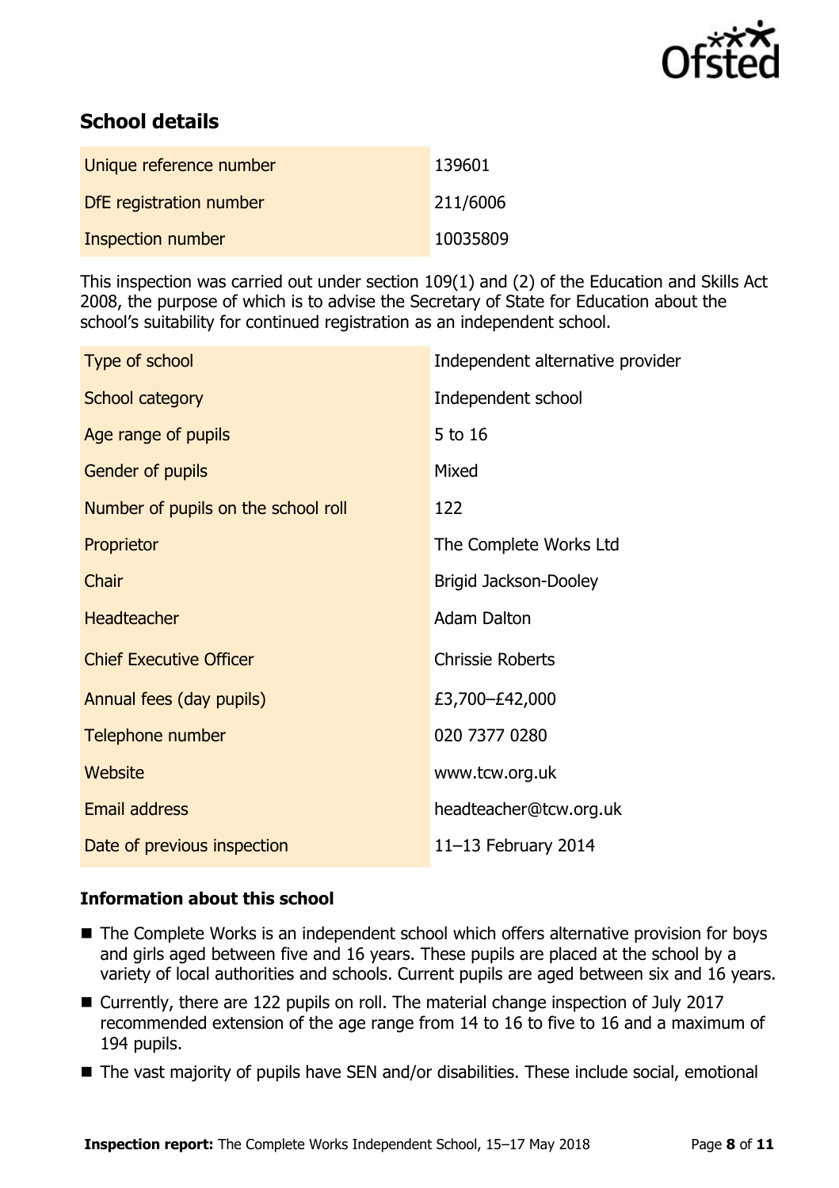## School details

| | |
|---|---|
| Unique reference number | 139601 |
| DfE registration number | 211/6006 |
| Inspection number | 10035809 |

This inspection was carried out under section 109(1) and (2) of the Education and Skills Act 2008, the purpose of which is to advise the Secretary of State for Education about the school's suitability for continued registration as an independent school.

| | |
|---|---|
| Type of school | Independent alternative provider |
| School category | Independent school |
| Age range of pupils | 5 to 16 |
| Gender of pupils | Mixed |
| Number of pupils on the school roll | 122 |
| Proprietor | The Complete Works Ltd |
| Chair | Brigid Jackson-Dooley |
| Headteacher | Adam Dalton |
| Chief Executive Officer | Chrissie Roberts |
| Annual fees (day pupils) | £3,700–£42,000 |
| Telephone number | 020 7377 0280 |
| Website | www.tcw.org.uk |
| Email address | headteacher@tcw.org.uk |
| Date of previous inspection | 11–13 February 2014 |

### Information about this school

- The Complete Works is an independent school which offers alternative provision for boys and girls aged between five and 16 years. These pupils are placed at the school by a variety of local authorities and schools. Current pupils are aged between six and 16 years.
- Currently, there are 122 pupils on roll. The material change inspection of July 2017 recommended extension of the age range from 14 to 16 to five to 16 and a maximum of 194 pupils.
- The vast majority of pupils have SEN and/or disabilities. These include social, emotional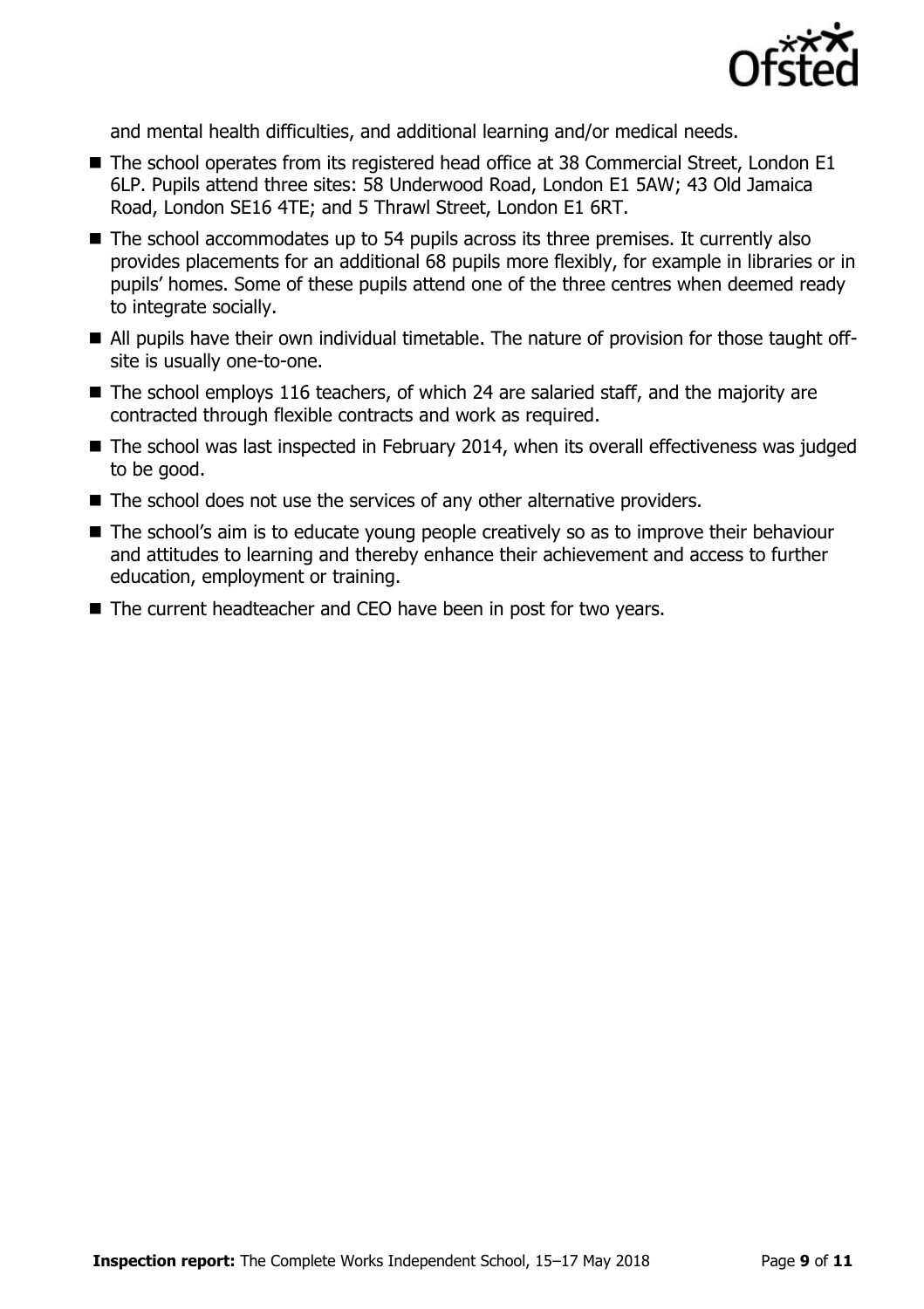and mental health difficulties, and additional learning and/or medical needs.

- The school operates from its registered head office at 38 Commercial Street, London E1 6LP. Pupils attend three sites: 58 Underwood Road, London E1 5AW; 43 Old Jamaica Road, London SE16 4TE; and 5 Thrawl Street, London E1 6RT.
- The school accommodates up to 54 pupils across its three premises. It currently also provides placements for an additional 68 pupils more flexibly, for example in libraries or in pupils' homes. Some of these pupils attend one of the three centres when deemed ready to integrate socially.
- All pupils have their own individual timetable. The nature of provision for those taught off-site is usually one-to-one.
- The school employs 116 teachers, of which 24 are salaried staff, and the majority are contracted through flexible contracts and work as required.
- The school was last inspected in February 2014, when its overall effectiveness was judged to be good.
- The school does not use the services of any other alternative providers.
- The school's aim is to educate young people creatively so as to improve their behaviour and attitudes to learning and thereby enhance their achievement and access to further education, employment or training.
- The current headteacher and CEO have been in post for two years.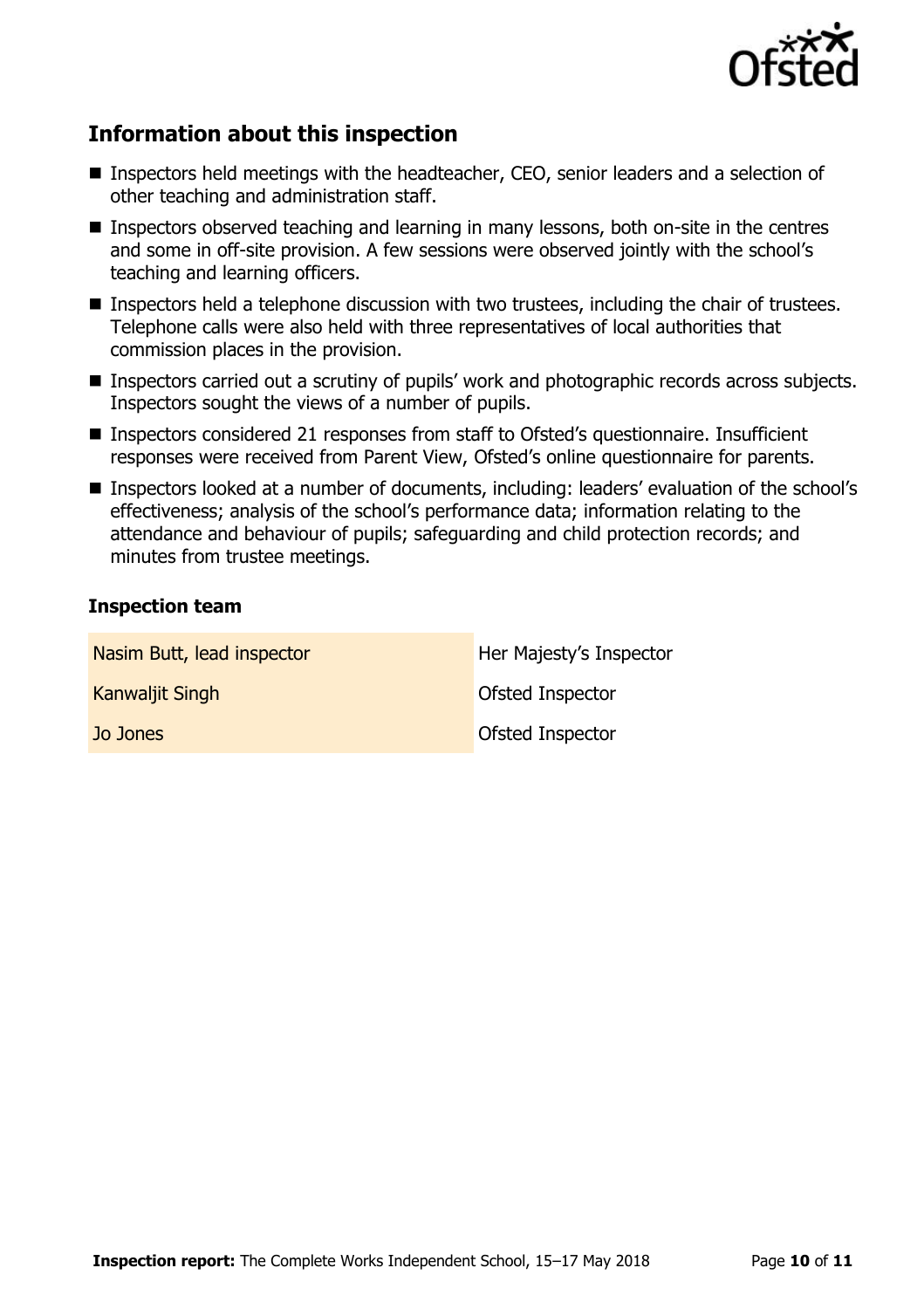## Information about this inspection

- Inspectors held meetings with the headteacher, CEO, senior leaders and a selection of other teaching and administration staff.
- Inspectors observed teaching and learning in many lessons, both on-site in the centres and some in off-site provision. A few sessions were observed jointly with the school's teaching and learning officers.
- Inspectors held a telephone discussion with two trustees, including the chair of trustees. Telephone calls were also held with three representatives of local authorities that commission places in the provision.
- Inspectors carried out a scrutiny of pupils' work and photographic records across subjects. Inspectors sought the views of a number of pupils.
- Inspectors considered 21 responses from staff to Ofsted's questionnaire. Insufficient responses were received from Parent View, Ofsted's online questionnaire for parents.
- Inspectors looked at a number of documents, including: leaders' evaluation of the school's effectiveness; analysis of the school's performance data; information relating to the attendance and behaviour of pupils; safeguarding and child protection records; and minutes from trustee meetings.

### Inspection team

| | |
|---|---|
| Nasim Butt, lead inspector | Her Majesty's Inspector |
| Kanwaljit Singh | Ofsted Inspector |
| Jo Jones | Ofsted Inspector |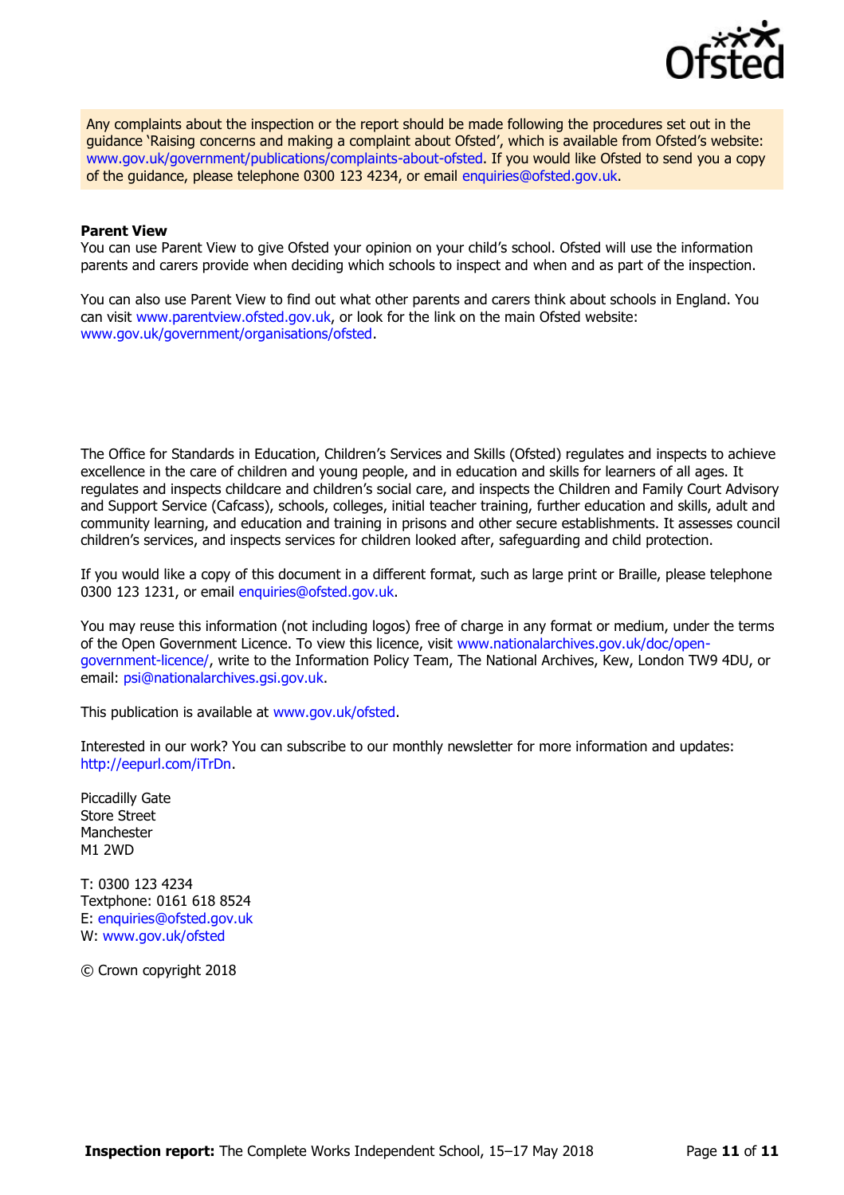Any complaints about the inspection or the report should be made following the procedures set out in the guidance 'Raising concerns and making a complaint about Ofsted', which is available from Ofsted's website: www.gov.uk/government/publications/complaints-about-ofsted. If you would like Ofsted to send you a copy of the guidance, please telephone 0300 123 4234, or email enquiries@ofsted.gov.uk.

**Parent View**

You can use Parent View to give Ofsted your opinion on your child's school. Ofsted will use the information parents and carers provide when deciding which schools to inspect and when and as part of the inspection.

You can also use Parent View to find out what other parents and carers think about schools in England. You can visit www.parentview.ofsted.gov.uk, or look for the link on the main Ofsted website: www.gov.uk/government/organisations/ofsted.

The Office for Standards in Education, Children's Services and Skills (Ofsted) regulates and inspects to achieve excellence in the care of children and young people, and in education and skills for learners of all ages. It regulates and inspects childcare and children's social care, and inspects the Children and Family Court Advisory and Support Service (Cafcass), schools, colleges, initial teacher training, further education and skills, adult and community learning, and education and training in prisons and other secure establishments. It assesses council children's services, and inspects services for children looked after, safeguarding and child protection.

If you would like a copy of this document in a different format, such as large print or Braille, please telephone 0300 123 1231, or email enquiries@ofsted.gov.uk.

You may reuse this information (not including logos) free of charge in any format or medium, under the terms of the Open Government Licence. To view this licence, visit www.nationalarchives.gov.uk/doc/open-government-licence/, write to the Information Policy Team, The National Archives, Kew, London TW9 4DU, or email: psi@nationalarchives.gsi.gov.uk.

This publication is available at www.gov.uk/ofsted.

Interested in our work? You can subscribe to our monthly newsletter for more information and updates: http://eepurl.com/iTrDn.

Piccadilly Gate
Store Street
Manchester
M1 2WD

T: 0300 123 4234
Textphone: 0161 618 8524
E: enquiries@ofsted.gov.uk
W: www.gov.uk/ofsted

© Crown copyright 2018